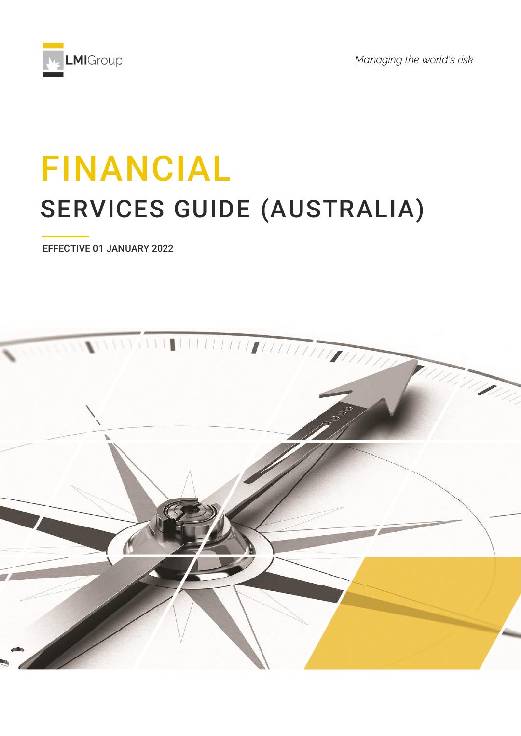LMIGroup

*Managing the world's risk*

# FINANCIAL
# SERVICES GUIDE (AUSTRALIA)

EFFECTIVE 01 JANUARY 2022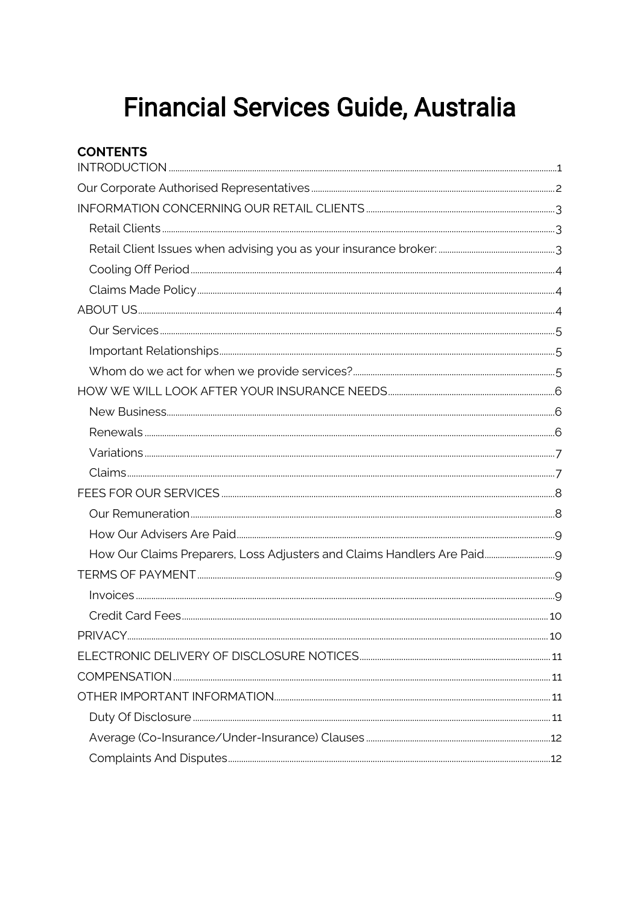# Financial Services Guide, Australia

**CONTENTS**

- INTRODUCTION ........ 1
- Our Corporate Authorised Representatives ........ 2
- INFORMATION CONCERNING OUR RETAIL CLIENTS ........ 3
  - Retail Clients ........ 3
  - Retail Client Issues when advising you as your insurance broker: ........ 3
  - Cooling Off Period ........ 4
  - Claims Made Policy ........ 4
- ABOUT US ........ 4
  - Our Services ........ 5
  - Important Relationships ........ 5
  - Whom do we act for when we provide services? ........ 5
- HOW WE WILL LOOK AFTER YOUR INSURANCE NEEDS ........ 6
  - New Business ........ 6
  - Renewals ........ 6
  - Variations ........ 7
  - Claims ........ 7
- FEES FOR OUR SERVICES ........ 8
  - Our Remuneration ........ 8
  - How Our Advisers Are Paid ........ 9
  - How Our Claims Preparers, Loss Adjusters and Claims Handlers Are Paid ........ 9
- TERMS OF PAYMENT ........ 9
  - Invoices ........ 9
  - Credit Card Fees ........ 10
- PRIVACY ........ 10
- ELECTRONIC DELIVERY OF DISCLOSURE NOTICES ........ 11
- COMPENSATION ........ 11
- OTHER IMPORTANT INFORMATION ........ 11
  - Duty Of Disclosure ........ 11
  - Average (Co-Insurance/Under-Insurance) Clauses ........ 12
  - Complaints And Disputes ........ 12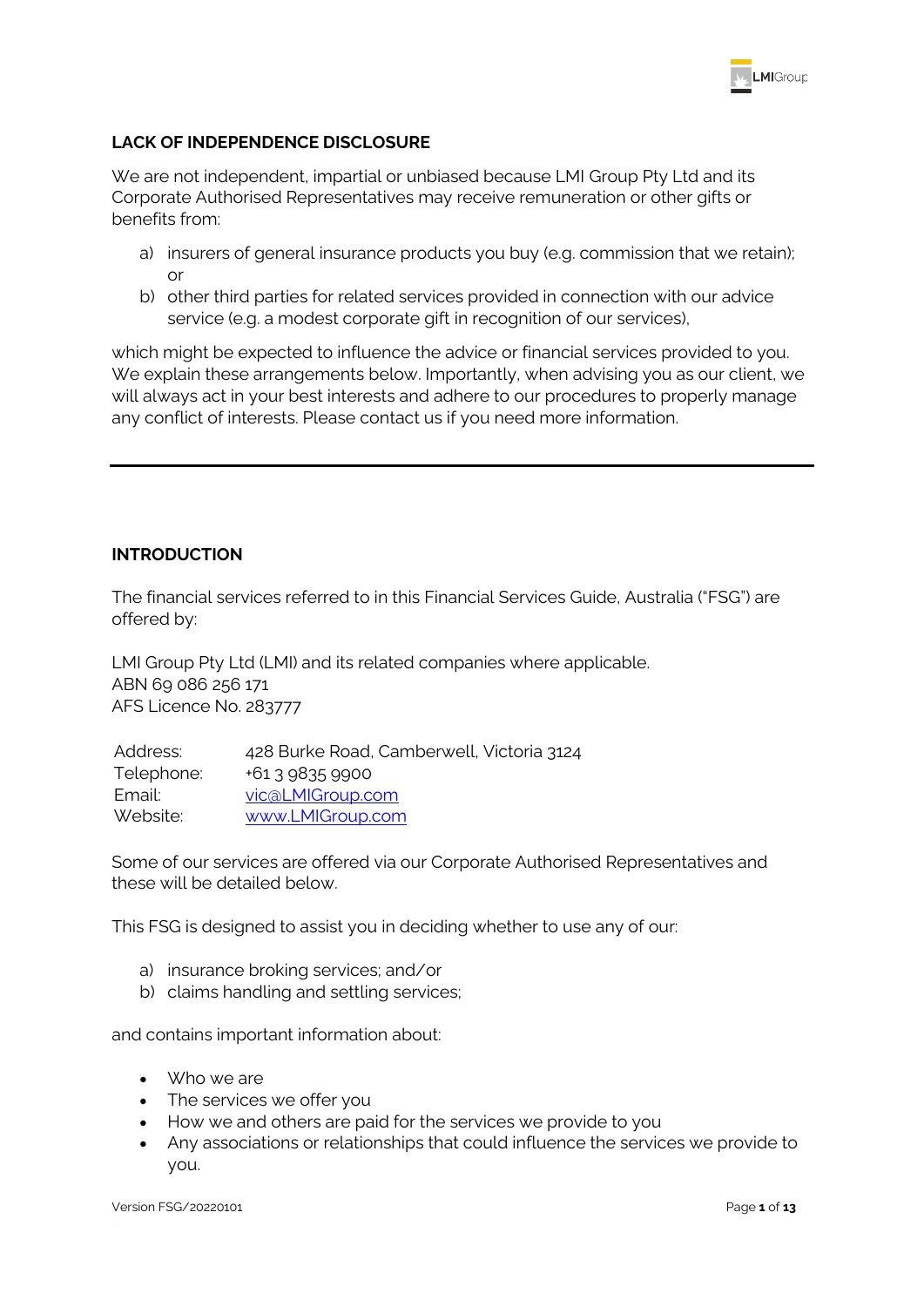## LACK OF INDEPENDENCE DISCLOSURE

We are not independent, impartial or unbiased because LMI Group Pty Ltd and its Corporate Authorised Representatives may receive remuneration or other gifts or benefits from:

a) insurers of general insurance products you buy (e.g. commission that we retain); or
b) other third parties for related services provided in connection with our advice service (e.g. a modest corporate gift in recognition of our services),

which might be expected to influence the advice or financial services provided to you. We explain these arrangements below. Importantly, when advising you as our client, we will always act in your best interests and adhere to our procedures to properly manage any conflict of interests. Please contact us if you need more information.

---

## INTRODUCTION

The financial services referred to in this Financial Services Guide, Australia ("FSG") are offered by:

LMI Group Pty Ltd (LMI) and its related companies where applicable.
ABN 69 086 256 171
AFS Licence No. 283777

| | |
|---|---|
| Address: | 428 Burke Road, Camberwell, Victoria 3124 |
| Telephone: | +61 3 9835 9900 |
| Email: | vic@LMIGroup.com |
| Website: | www.LMIGroup.com |

Some of our services are offered via our Corporate Authorised Representatives and these will be detailed below.

This FSG is designed to assist you in deciding whether to use any of our:

a) insurance broking services; and/or
b) claims handling and settling services;

and contains important information about:

- Who we are
- The services we offer you
- How we and others are paid for the services we provide to you
- Any associations or relationships that could influence the services we provide to you.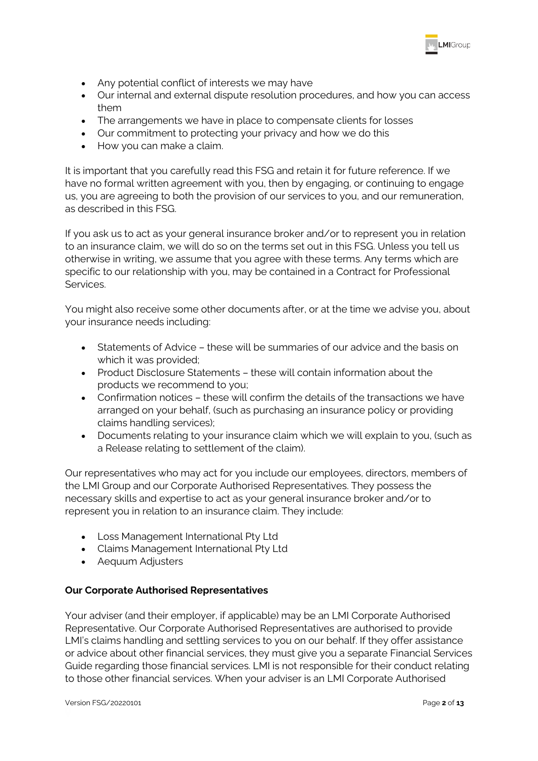- Any potential conflict of interests we may have
- Our internal and external dispute resolution procedures, and how you can access them
- The arrangements we have in place to compensate clients for losses
- Our commitment to protecting your privacy and how we do this
- How you can make a claim.

It is important that you carefully read this FSG and retain it for future reference. If we have no formal written agreement with you, then by engaging, or continuing to engage us, you are agreeing to both the provision of our services to you, and our remuneration, as described in this FSG.

If you ask us to act as your general insurance broker and/or to represent you in relation to an insurance claim, we will do so on the terms set out in this FSG. Unless you tell us otherwise in writing, we assume that you agree with these terms. Any terms which are specific to our relationship with you, may be contained in a Contract for Professional Services.

You might also receive some other documents after, or at the time we advise you, about your insurance needs including:

- Statements of Advice – these will be summaries of our advice and the basis on which it was provided;
- Product Disclosure Statements – these will contain information about the products we recommend to you;
- Confirmation notices – these will confirm the details of the transactions we have arranged on your behalf, (such as purchasing an insurance policy or providing claims handling services);
- Documents relating to your insurance claim which we will explain to you, (such as a Release relating to settlement of the claim).

Our representatives who may act for you include our employees, directors, members of the LMI Group and our Corporate Authorised Representatives. They possess the necessary skills and expertise to act as your general insurance broker and/or to represent you in relation to an insurance claim. They include:

- Loss Management International Pty Ltd
- Claims Management International Pty Ltd
- Aequum Adjusters

**Our Corporate Authorised Representatives**

Your adviser (and their employer, if applicable) may be an LMI Corporate Authorised Representative. Our Corporate Authorised Representatives are authorised to provide LMI's claims handling and settling services to you on our behalf. If they offer assistance or advice about other financial services, they must give you a separate Financial Services Guide regarding those financial services. LMI is not responsible for their conduct relating to those other financial services. When your adviser is an LMI Corporate Authorised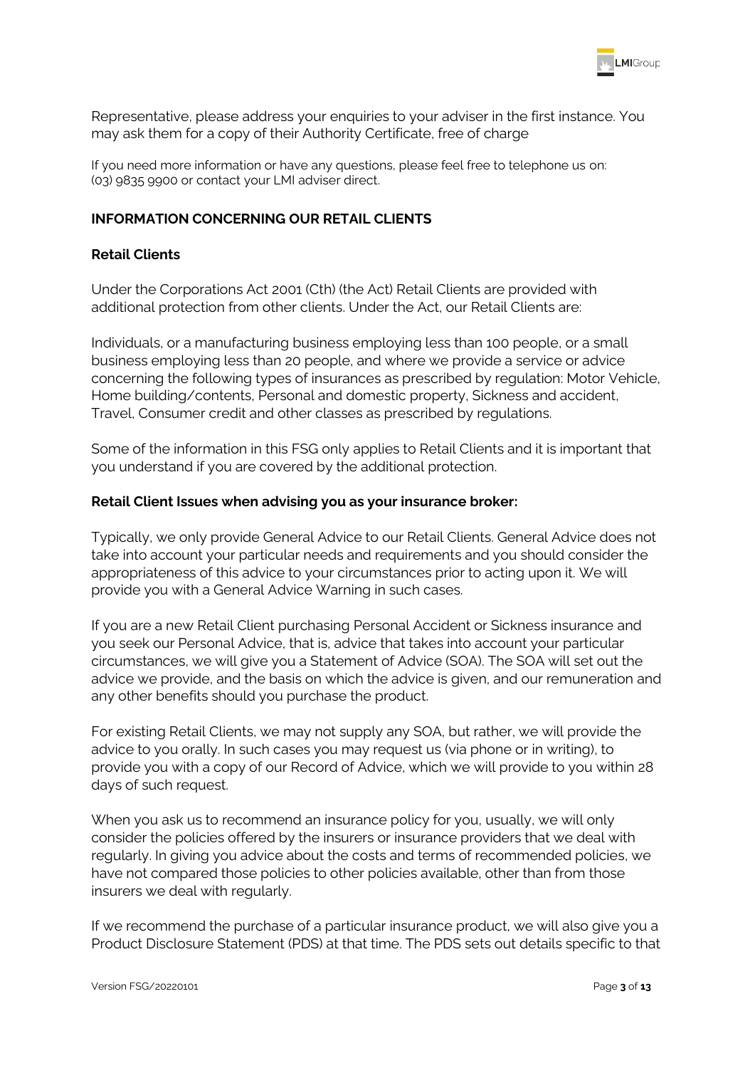Representative, please address your enquiries to your adviser in the first instance. You may ask them for a copy of their Authority Certificate, free of charge

If you need more information or have any questions, please feel free to telephone us on: (03) 9835 9900 or contact your LMI adviser direct.

## INFORMATION CONCERNING OUR RETAIL CLIENTS

### Retail Clients

Under the Corporations Act 2001 (Cth) (the Act) Retail Clients are provided with additional protection from other clients. Under the Act, our Retail Clients are:

Individuals, or a manufacturing business employing less than 100 people, or a small business employing less than 20 people, and where we provide a service or advice concerning the following types of insurances as prescribed by regulation: Motor Vehicle, Home building/contents, Personal and domestic property, Sickness and accident, Travel, Consumer credit and other classes as prescribed by regulations.

Some of the information in this FSG only applies to Retail Clients and it is important that you understand if you are covered by the additional protection.

### Retail Client Issues when advising you as your insurance broker:

Typically, we only provide General Advice to our Retail Clients. General Advice does not take into account your particular needs and requirements and you should consider the appropriateness of this advice to your circumstances prior to acting upon it. We will provide you with a General Advice Warning in such cases.

If you are a new Retail Client purchasing Personal Accident or Sickness insurance and you seek our Personal Advice, that is, advice that takes into account your particular circumstances, we will give you a Statement of Advice (SOA). The SOA will set out the advice we provide, and the basis on which the advice is given, and our remuneration and any other benefits should you purchase the product.

For existing Retail Clients, we may not supply any SOA, but rather, we will provide the advice to you orally. In such cases you may request us (via phone or in writing), to provide you with a copy of our Record of Advice, which we will provide to you within 28 days of such request.

When you ask us to recommend an insurance policy for you, usually, we will only consider the policies offered by the insurers or insurance providers that we deal with regularly. In giving you advice about the costs and terms of recommended policies, we have not compared those policies to other policies available, other than from those insurers we deal with regularly.

If we recommend the purchase of a particular insurance product, we will also give you a Product Disclosure Statement (PDS) at that time. The PDS sets out details specific to that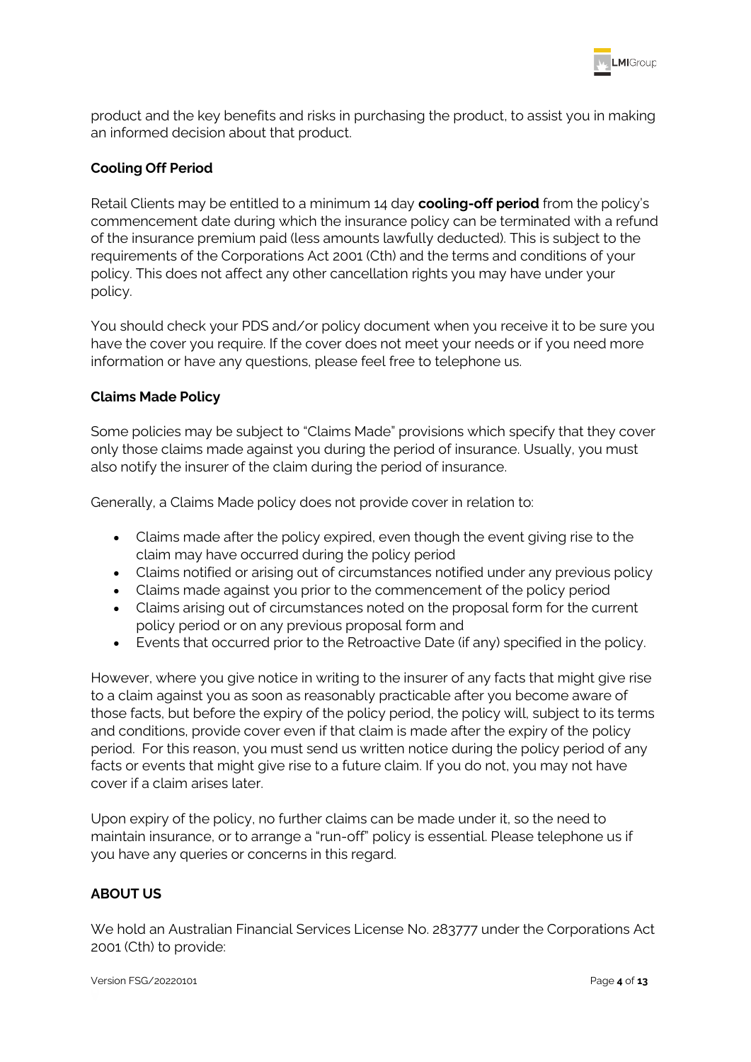product and the key benefits and risks in purchasing the product, to assist you in making an informed decision about that product.

**Cooling Off Period**

Retail Clients may be entitled to a minimum 14 day **cooling-off period** from the policy's commencement date during which the insurance policy can be terminated with a refund of the insurance premium paid (less amounts lawfully deducted). This is subject to the requirements of the Corporations Act 2001 (Cth) and the terms and conditions of your policy. This does not affect any other cancellation rights you may have under your policy.

You should check your PDS and/or policy document when you receive it to be sure you have the cover you require. If the cover does not meet your needs or if you need more information or have any questions, please feel free to telephone us.

**Claims Made Policy**

Some policies may be subject to "Claims Made" provisions which specify that they cover only those claims made against you during the period of insurance. Usually, you must also notify the insurer of the claim during the period of insurance.

Generally, a Claims Made policy does not provide cover in relation to:

- Claims made after the policy expired, even though the event giving rise to the claim may have occurred during the policy period
- Claims notified or arising out of circumstances notified under any previous policy
- Claims made against you prior to the commencement of the policy period
- Claims arising out of circumstances noted on the proposal form for the current policy period or on any previous proposal form and
- Events that occurred prior to the Retroactive Date (if any) specified in the policy.

However, where you give notice in writing to the insurer of any facts that might give rise to a claim against you as soon as reasonably practicable after you become aware of those facts, but before the expiry of the policy period, the policy will, subject to its terms and conditions, provide cover even if that claim is made after the expiry of the policy period. For this reason, you must send us written notice during the policy period of any facts or events that might give rise to a future claim. If you do not, you may not have cover if a claim arises later.

Upon expiry of the policy, no further claims can be made under it, so the need to maintain insurance, or to arrange a "run-off" policy is essential. Please telephone us if you have any queries or concerns in this regard.

**ABOUT US**

We hold an Australian Financial Services License No. 283777 under the Corporations Act 2001 (Cth) to provide: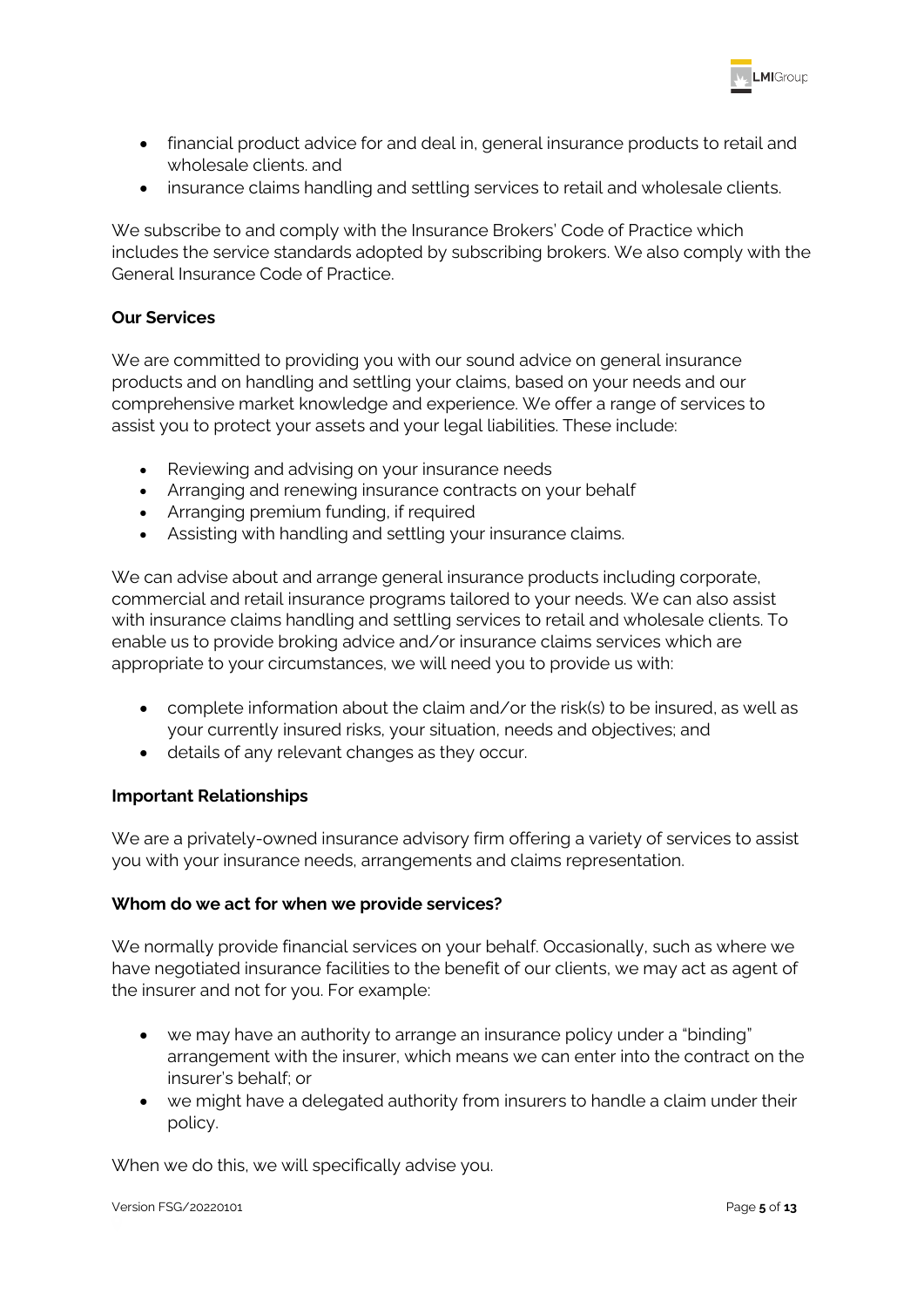- financial product advice for and deal in, general insurance products to retail and wholesale clients. and
- insurance claims handling and settling services to retail and wholesale clients.

We subscribe to and comply with the Insurance Brokers' Code of Practice which includes the service standards adopted by subscribing brokers. We also comply with the General Insurance Code of Practice.

**Our Services**

We are committed to providing you with our sound advice on general insurance products and on handling and settling your claims, based on your needs and our comprehensive market knowledge and experience. We offer a range of services to assist you to protect your assets and your legal liabilities. These include:

- Reviewing and advising on your insurance needs
- Arranging and renewing insurance contracts on your behalf
- Arranging premium funding, if required
- Assisting with handling and settling your insurance claims.

We can advise about and arrange general insurance products including corporate, commercial and retail insurance programs tailored to your needs. We can also assist with insurance claims handling and settling services to retail and wholesale clients. To enable us to provide broking advice and/or insurance claims services which are appropriate to your circumstances, we will need you to provide us with:

- complete information about the claim and/or the risk(s) to be insured, as well as your currently insured risks, your situation, needs and objectives; and
- details of any relevant changes as they occur.

**Important Relationships**

We are a privately-owned insurance advisory firm offering a variety of services to assist you with your insurance needs, arrangements and claims representation.

**Whom do we act for when we provide services?**

We normally provide financial services on your behalf. Occasionally, such as where we have negotiated insurance facilities to the benefit of our clients, we may act as agent of the insurer and not for you. For example:

- we may have an authority to arrange an insurance policy under a "binding" arrangement with the insurer, which means we can enter into the contract on the insurer's behalf; or
- we might have a delegated authority from insurers to handle a claim under their policy.

When we do this, we will specifically advise you.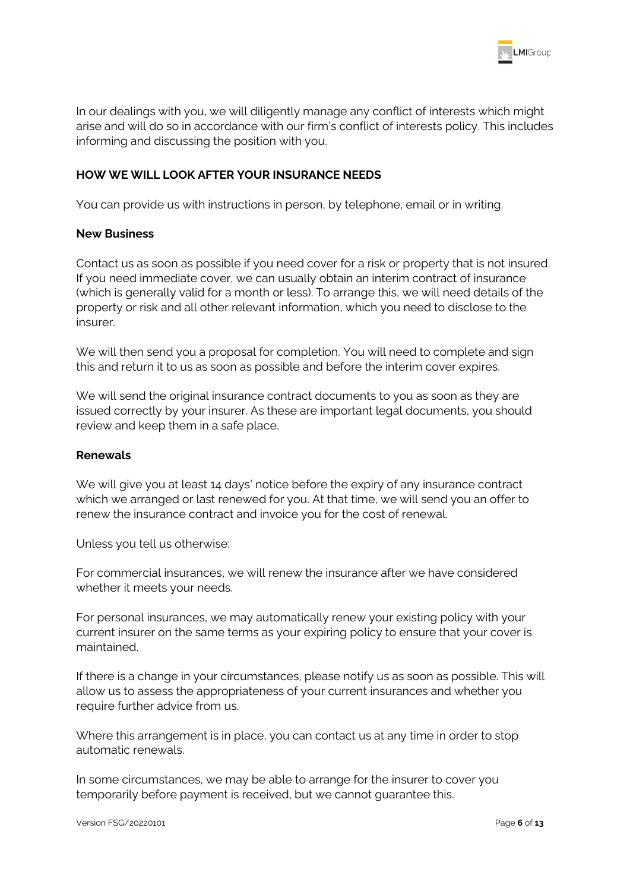In our dealings with you, we will diligently manage any conflict of interests which might arise and will do so in accordance with our firm's conflict of interests policy. This includes informing and discussing the position with you.

## HOW WE WILL LOOK AFTER YOUR INSURANCE NEEDS

You can provide us with instructions in person, by telephone, email or in writing.

### New Business

Contact us as soon as possible if you need cover for a risk or property that is not insured. If you need immediate cover, we can usually obtain an interim contract of insurance (which is generally valid for a month or less). To arrange this, we will need details of the property or risk and all other relevant information, which you need to disclose to the insurer.

We will then send you a proposal for completion. You will need to complete and sign this and return it to us as soon as possible and before the interim cover expires.

We will send the original insurance contract documents to you as soon as they are issued correctly by your insurer. As these are important legal documents, you should review and keep them in a safe place.

### Renewals

We will give you at least 14 days' notice before the expiry of any insurance contract which we arranged or last renewed for you. At that time, we will send you an offer to renew the insurance contract and invoice you for the cost of renewal.

Unless you tell us otherwise:

For commercial insurances, we will renew the insurance after we have considered whether it meets your needs.

For personal insurances, we may automatically renew your existing policy with your current insurer on the same terms as your expiring policy to ensure that your cover is maintained.

If there is a change in your circumstances, please notify us as soon as possible. This will allow us to assess the appropriateness of your current insurances and whether you require further advice from us.

Where this arrangement is in place, you can contact us at any time in order to stop automatic renewals.

In some circumstances, we may be able to arrange for the insurer to cover you temporarily before payment is received, but we cannot guarantee this.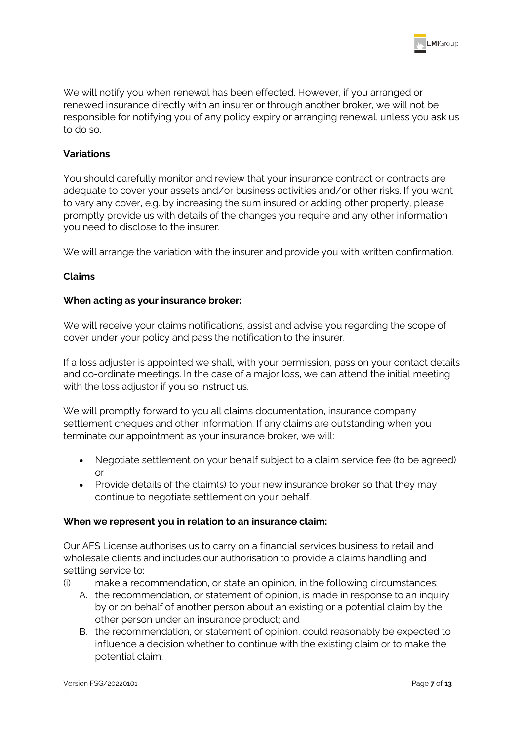We will notify you when renewal has been effected. However, if you arranged or renewed insurance directly with an insurer or through another broker, we will not be responsible for notifying you of any policy expiry or arranging renewal, unless you ask us to do so.

**Variations**

You should carefully monitor and review that your insurance contract or contracts are adequate to cover your assets and/or business activities and/or other risks. If you want to vary any cover, e.g. by increasing the sum insured or adding other property, please promptly provide us with details of the changes you require and any other information you need to disclose to the insurer.

We will arrange the variation with the insurer and provide you with written confirmation.

**Claims**

**When acting as your insurance broker:**

We will receive your claims notifications, assist and advise you regarding the scope of cover under your policy and pass the notification to the insurer.

If a loss adjuster is appointed we shall, with your permission, pass on your contact details and co-ordinate meetings. In the case of a major loss, we can attend the initial meeting with the loss adjustor if you so instruct us.

We will promptly forward to you all claims documentation, insurance company settlement cheques and other information. If any claims are outstanding when you terminate our appointment as your insurance broker, we will:

- Negotiate settlement on your behalf subject to a claim service fee (to be agreed) or
- Provide details of the claim(s) to your new insurance broker so that they may continue to negotiate settlement on your behalf.

**When we represent you in relation to an insurance claim:**

Our AFS License authorises us to carry on a financial services business to retail and wholesale clients and includes our authorisation to provide a claims handling and settling service to:

(i) make a recommendation, or state an opinion, in the following circumstances:
   A. the recommendation, or statement of opinion, is made in response to an inquiry by or on behalf of another person about an existing or a potential claim by the other person under an insurance product; and
   B. the recommendation, or statement of opinion, could reasonably be expected to influence a decision whether to continue with the existing claim or to make the potential claim;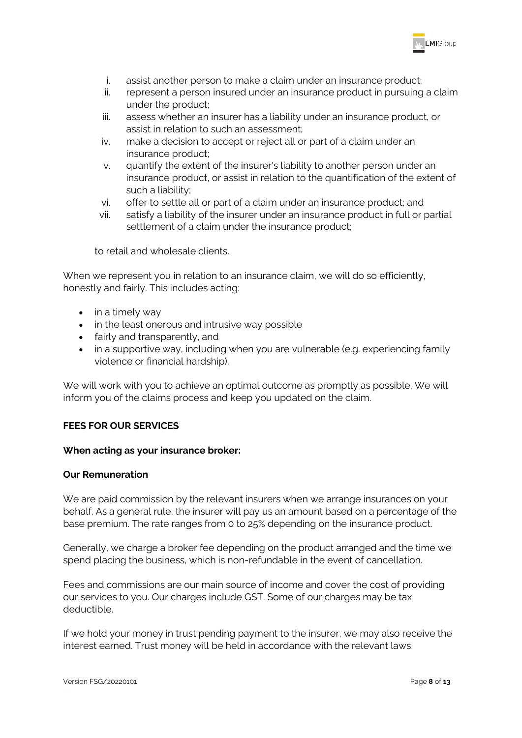1. assist another person to make a claim under an insurance product;
2. represent a person insured under an insurance product in pursuing a claim under the product;
3. assess whether an insurer has a liability under an insurance product, or assist in relation to such an assessment;
4. make a decision to accept or reject all or part of a claim under an insurance product;
5. quantify the extent of the insurer's liability to another person under an insurance product, or assist in relation to the quantification of the extent of such a liability;
6. offer to settle all or part of a claim under an insurance product; and
7. satisfy a liability of the insurer under an insurance product in full or partial settlement of a claim under the insurance product;

to retail and wholesale clients.

When we represent you in relation to an insurance claim, we will do so efficiently, honestly and fairly. This includes acting:

- in a timely way
- in the least onerous and intrusive way possible
- fairly and transparently, and
- in a supportive way, including when you are vulnerable (e.g. experiencing family violence or financial hardship).

We will work with you to achieve an optimal outcome as promptly as possible. We will inform you of the claims process and keep you updated on the claim.

**FEES FOR OUR SERVICES**

**When acting as your insurance broker:**

**Our Remuneration**

We are paid commission by the relevant insurers when we arrange insurances on your behalf. As a general rule, the insurer will pay us an amount based on a percentage of the base premium. The rate ranges from 0 to 25% depending on the insurance product.

Generally, we charge a broker fee depending on the product arranged and the time we spend placing the business, which is non-refundable in the event of cancellation.

Fees and commissions are our main source of income and cover the cost of providing our services to you. Our charges include GST. Some of our charges may be tax deductible.

If we hold your money in trust pending payment to the insurer, we may also receive the interest earned. Trust money will be held in accordance with the relevant laws.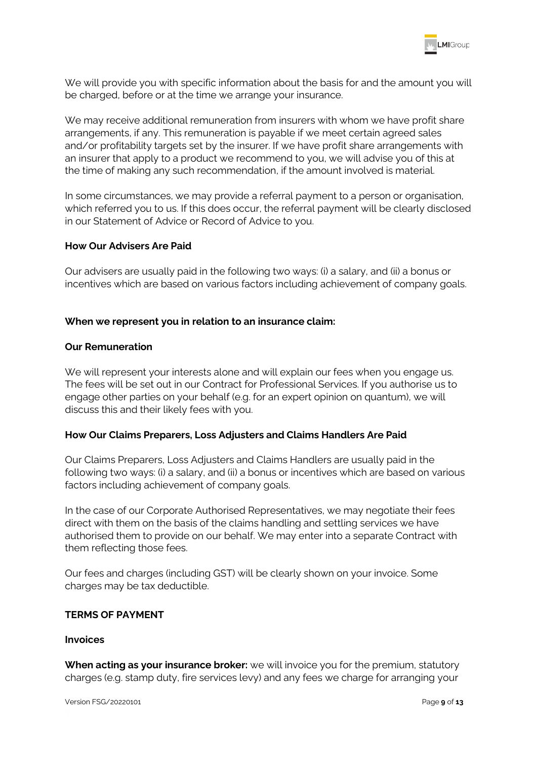We will provide you with specific information about the basis for and the amount you will be charged, before or at the time we arrange your insurance.

We may receive additional remuneration from insurers with whom we have profit share arrangements, if any. This remuneration is payable if we meet certain agreed sales and/or profitability targets set by the insurer. If we have profit share arrangements with an insurer that apply to a product we recommend to you, we will advise you of this at the time of making any such recommendation, if the amount involved is material.

In some circumstances, we may provide a referral payment to a person or organisation, which referred you to us. If this does occur, the referral payment will be clearly disclosed in our Statement of Advice or Record of Advice to you.

**How Our Advisers Are Paid**

Our advisers are usually paid in the following two ways: (i) a salary, and (ii) a bonus or incentives which are based on various factors including achievement of company goals.

**When we represent you in relation to an insurance claim:**

**Our Remuneration**

We will represent your interests alone and will explain our fees when you engage us. The fees will be set out in our Contract for Professional Services. If you authorise us to engage other parties on your behalf (e.g. for an expert opinion on quantum), we will discuss this and their likely fees with you.

**How Our Claims Preparers, Loss Adjusters and Claims Handlers Are Paid**

Our Claims Preparers, Loss Adjusters and Claims Handlers are usually paid in the following two ways: (i) a salary, and (ii) a bonus or incentives which are based on various factors including achievement of company goals.

In the case of our Corporate Authorised Representatives, we may negotiate their fees direct with them on the basis of the claims handling and settling services we have authorised them to provide on our behalf. We may enter into a separate Contract with them reflecting those fees.

Our fees and charges (including GST) will be clearly shown on your invoice. Some charges may be tax deductible.

**TERMS OF PAYMENT**

**Invoices**

**When acting as your insurance broker:** we will invoice you for the premium, statutory charges (e.g. stamp duty, fire services levy) and any fees we charge for arranging your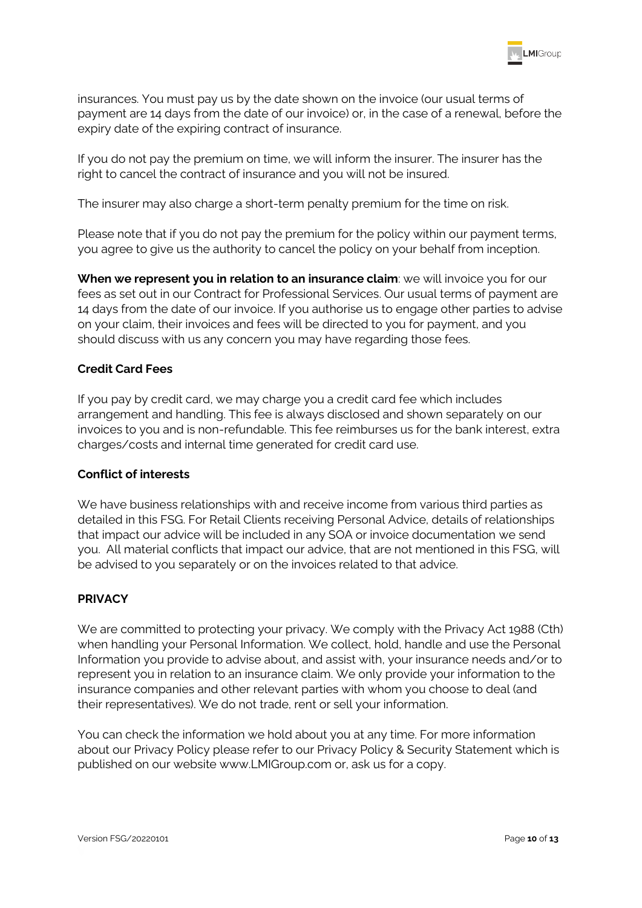insurances. You must pay us by the date shown on the invoice (our usual terms of payment are 14 days from the date of our invoice) or, in the case of a renewal, before the expiry date of the expiring contract of insurance.

If you do not pay the premium on time, we will inform the insurer. The insurer has the right to cancel the contract of insurance and you will not be insured.

The insurer may also charge a short-term penalty premium for the time on risk.

Please note that if you do not pay the premium for the policy within our payment terms, you agree to give us the authority to cancel the policy on your behalf from inception.

**When we represent you in relation to an insurance claim**: we will invoice you for our fees as set out in our Contract for Professional Services. Our usual terms of payment are 14 days from the date of our invoice. If you authorise us to engage other parties to advise on your claim, their invoices and fees will be directed to you for payment, and you should discuss with us any concern you may have regarding those fees.

### Credit Card Fees

If you pay by credit card, we may charge you a credit card fee which includes arrangement and handling. This fee is always disclosed and shown separately on our invoices to you and is non-refundable. This fee reimburses us for the bank interest, extra charges/costs and internal time generated for credit card use.

### Conflict of interests

We have business relationships with and receive income from various third parties as detailed in this FSG. For Retail Clients receiving Personal Advice, details of relationships that impact our advice will be included in any SOA or invoice documentation we send you. All material conflicts that impact our advice, that are not mentioned in this FSG, will be advised to you separately or on the invoices related to that advice.

## PRIVACY

We are committed to protecting your privacy. We comply with the Privacy Act 1988 (Cth) when handling your Personal Information. We collect, hold, handle and use the Personal Information you provide to advise about, and assist with, your insurance needs and/or to represent you in relation to an insurance claim. We only provide your information to the insurance companies and other relevant parties with whom you choose to deal (and their representatives). We do not trade, rent or sell your information.

You can check the information we hold about you at any time. For more information about our Privacy Policy please refer to our Privacy Policy & Security Statement which is published on our website www.LMIGroup.com or, ask us for a copy.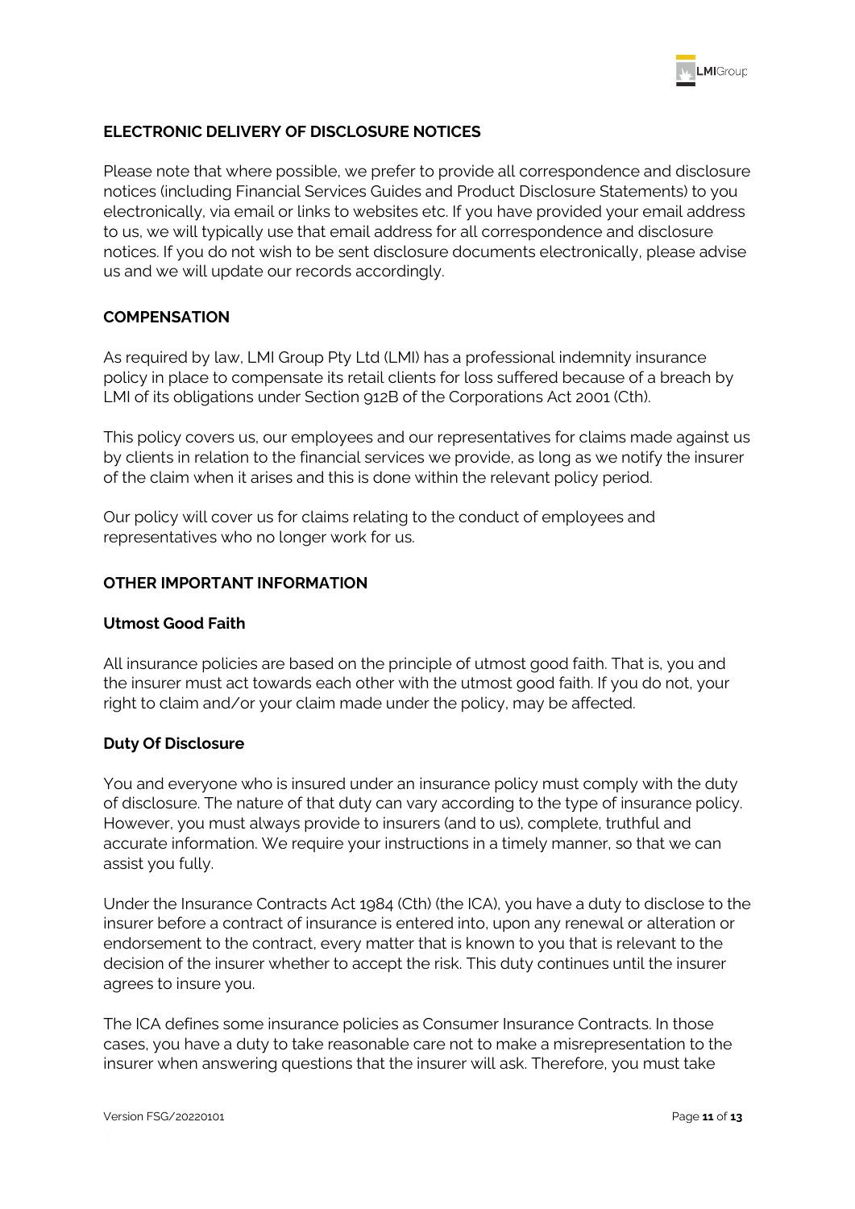## ELECTRONIC DELIVERY OF DISCLOSURE NOTICES

Please note that where possible, we prefer to provide all correspondence and disclosure notices (including Financial Services Guides and Product Disclosure Statements) to you electronically, via email or links to websites etc. If you have provided your email address to us, we will typically use that email address for all correspondence and disclosure notices. If you do not wish to be sent disclosure documents electronically, please advise us and we will update our records accordingly.

## COMPENSATION

As required by law, LMI Group Pty Ltd (LMI) has a professional indemnity insurance policy in place to compensate its retail clients for loss suffered because of a breach by LMI of its obligations under Section 912B of the Corporations Act 2001 (Cth).

This policy covers us, our employees and our representatives for claims made against us by clients in relation to the financial services we provide, as long as we notify the insurer of the claim when it arises and this is done within the relevant policy period.

Our policy will cover us for claims relating to the conduct of employees and representatives who no longer work for us.

## OTHER IMPORTANT INFORMATION

### Utmost Good Faith

All insurance policies are based on the principle of utmost good faith. That is, you and the insurer must act towards each other with the utmost good faith. If you do not, your right to claim and/or your claim made under the policy, may be affected.

### Duty Of Disclosure

You and everyone who is insured under an insurance policy must comply with the duty of disclosure. The nature of that duty can vary according to the type of insurance policy. However, you must always provide to insurers (and to us), complete, truthful and accurate information. We require your instructions in a timely manner, so that we can assist you fully.

Under the Insurance Contracts Act 1984 (Cth) (the ICA), you have a duty to disclose to the insurer before a contract of insurance is entered into, upon any renewal or alteration or endorsement to the contract, every matter that is known to you that is relevant to the decision of the insurer whether to accept the risk. This duty continues until the insurer agrees to insure you.

The ICA defines some insurance policies as Consumer Insurance Contracts. In those cases, you have a duty to take reasonable care not to make a misrepresentation to the insurer when answering questions that the insurer will ask. Therefore, you must take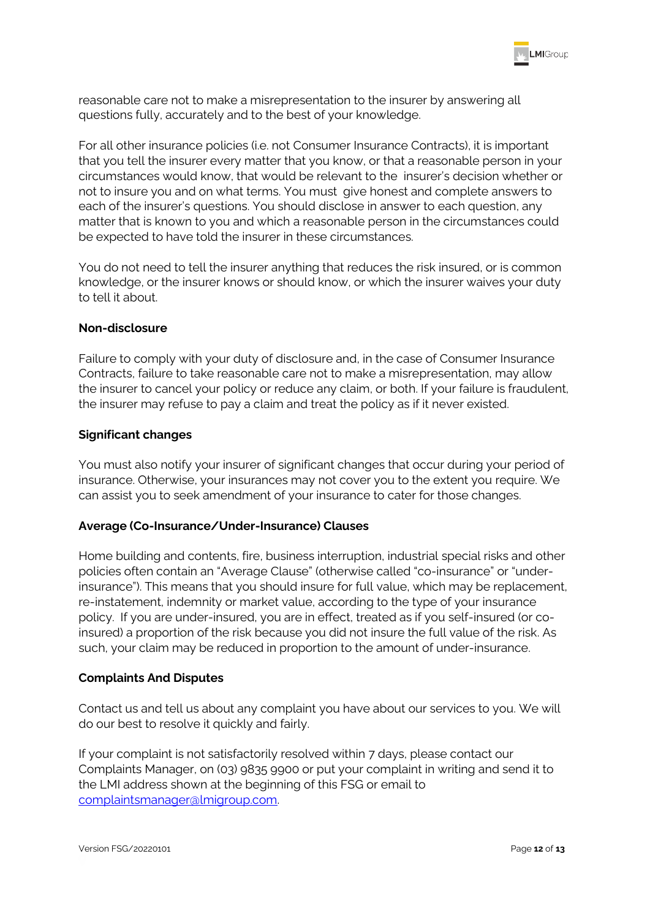reasonable care not to make a misrepresentation to the insurer by answering all questions fully, accurately and to the best of your knowledge.

For all other insurance policies (i.e. not Consumer Insurance Contracts), it is important that you tell the insurer every matter that you know, or that a reasonable person in your circumstances would know, that would be relevant to the insurer's decision whether or not to insure you and on what terms. You must give honest and complete answers to each of the insurer's questions. You should disclose in answer to each question, any matter that is known to you and which a reasonable person in the circumstances could be expected to have told the insurer in these circumstances.

You do not need to tell the insurer anything that reduces the risk insured, or is common knowledge, or the insurer knows or should know, or which the insurer waives your duty to tell it about.

**Non-disclosure**

Failure to comply with your duty of disclosure and, in the case of Consumer Insurance Contracts, failure to take reasonable care not to make a misrepresentation, may allow the insurer to cancel your policy or reduce any claim, or both. If your failure is fraudulent, the insurer may refuse to pay a claim and treat the policy as if it never existed.

**Significant changes**

You must also notify your insurer of significant changes that occur during your period of insurance. Otherwise, your insurances may not cover you to the extent you require. We can assist you to seek amendment of your insurance to cater for those changes.

**Average (Co-Insurance/Under-Insurance) Clauses**

Home building and contents, fire, business interruption, industrial special risks and other policies often contain an "Average Clause" (otherwise called "co-insurance" or "under-insurance"). This means that you should insure for full value, which may be replacement, re-instatement, indemnity or market value, according to the type of your insurance policy. If you are under-insured, you are in effect, treated as if you self-insured (or co-insured) a proportion of the risk because you did not insure the full value of the risk. As such, your claim may be reduced in proportion to the amount of under-insurance.

**Complaints And Disputes**

Contact us and tell us about any complaint you have about our services to you. We will do our best to resolve it quickly and fairly.

If your complaint is not satisfactorily resolved within 7 days, please contact our Complaints Manager, on (03) 9835 9900 or put your complaint in writing and send it to the LMI address shown at the beginning of this FSG or email to complaintsmanager@lmigroup.com.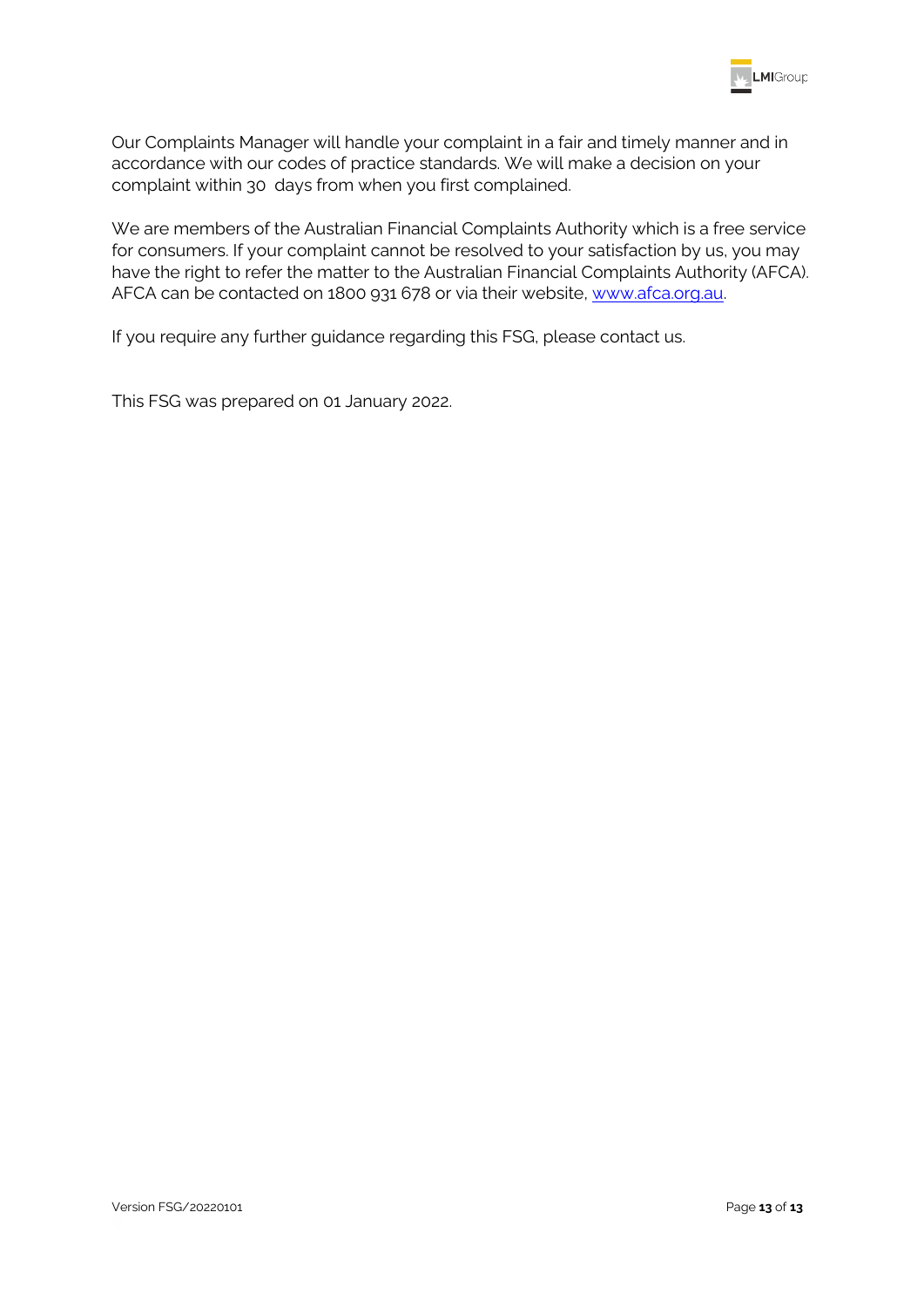Our Complaints Manager will handle your complaint in a fair and timely manner and in accordance with our codes of practice standards. We will make a decision on your complaint within 30 days from when you first complained.

We are members of the Australian Financial Complaints Authority which is a free service for consumers. If your complaint cannot be resolved to your satisfaction by us, you may have the right to refer the matter to the Australian Financial Complaints Authority (AFCA). AFCA can be contacted on 1800 931 678 or via their website, www.afca.org.au.

If you require any further guidance regarding this FSG, please contact us.

This FSG was prepared on 01 January 2022.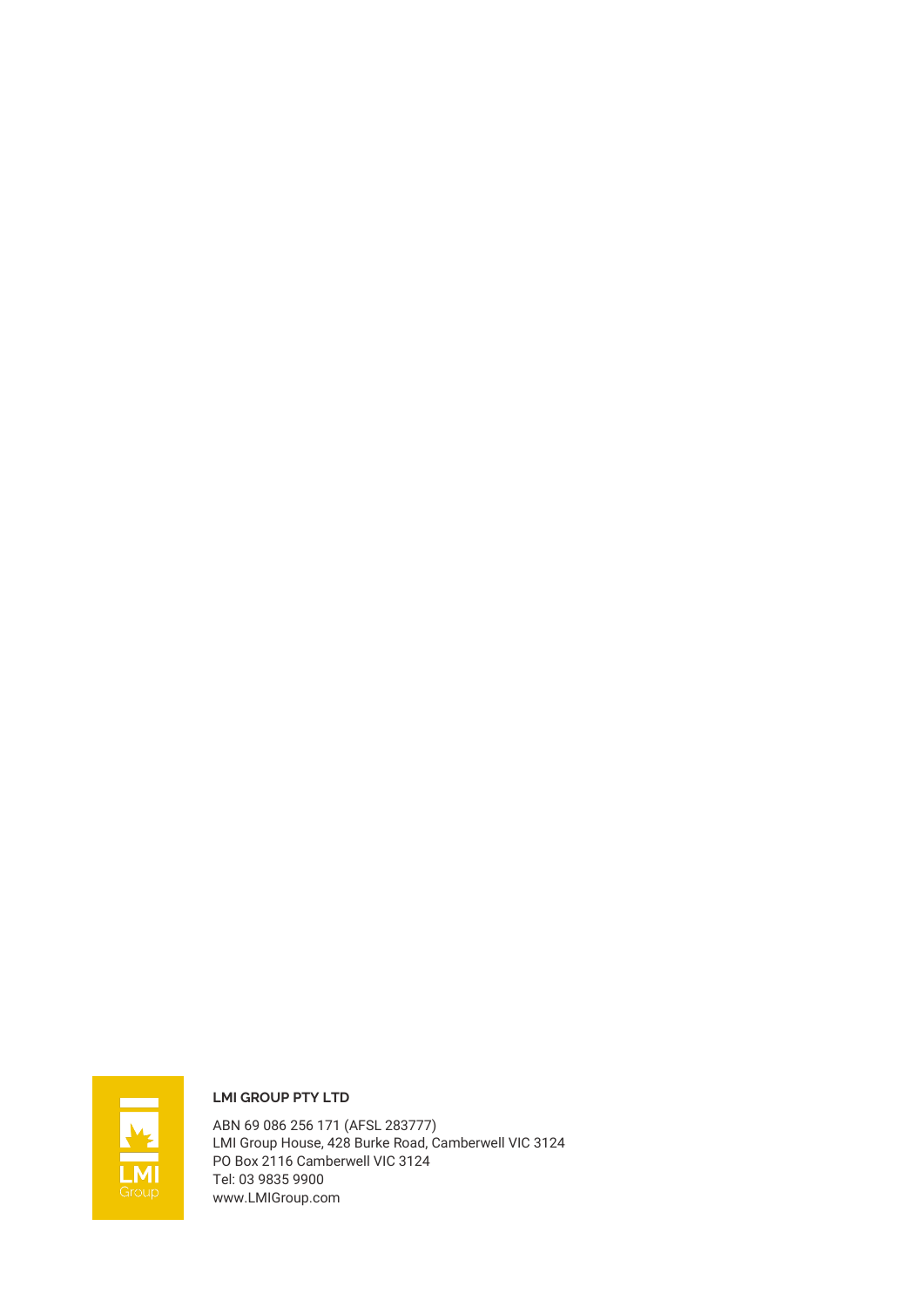**LMI GROUP PTY LTD**

ABN 69 086 256 171 (AFSL 283777)
LMI Group House, 428 Burke Road, Camberwell VIC 3124
PO Box 2116 Camberwell VIC 3124
Tel: 03 9835 9900
www.LMIGroup.com